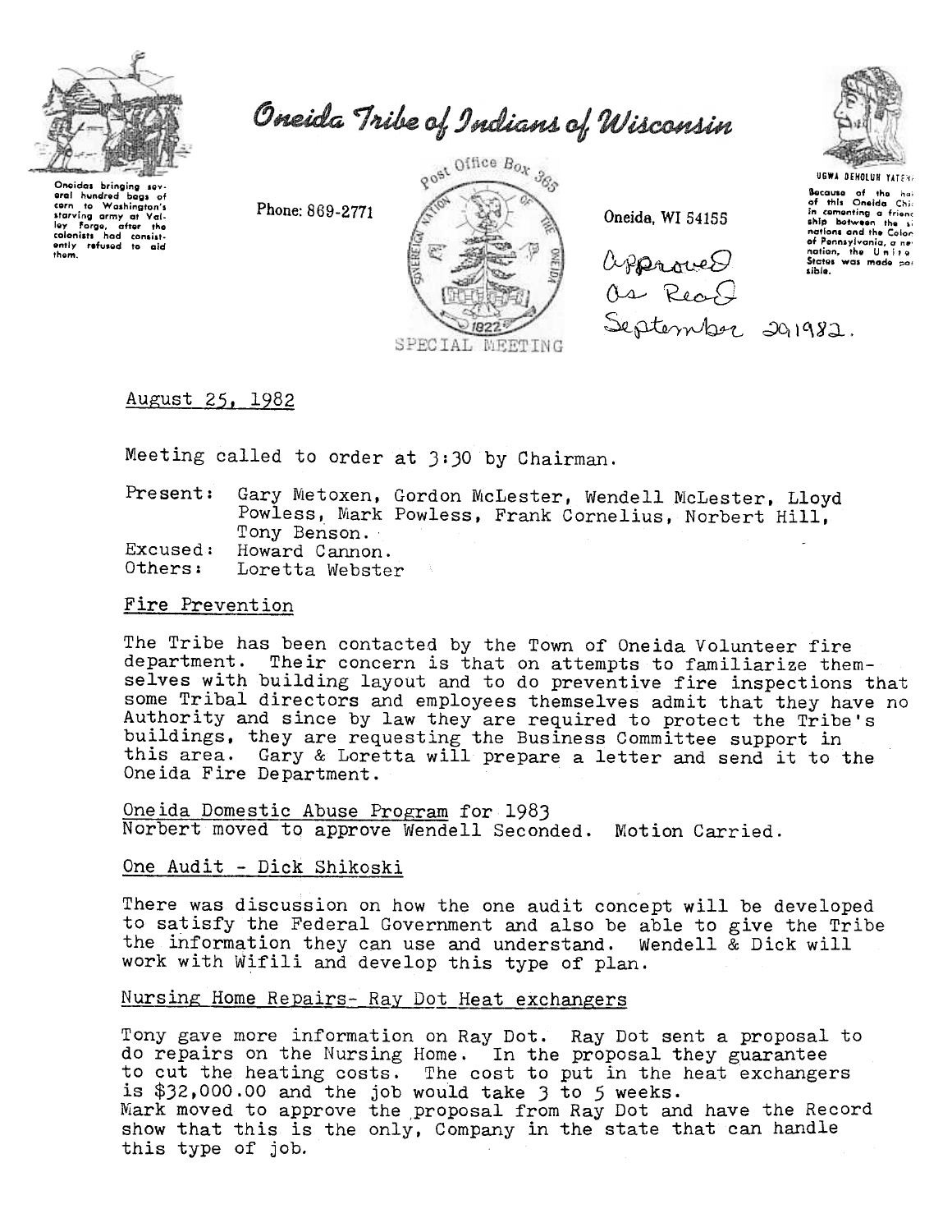# Oneida Tribe of Indians of Wisconsin

Oneidas bringing several hundred bags of corn to Washington's starving army at Valley Forge, after the colonists had consistently refused to aid them.

Phone: 869-2771

Post Office Box 365

Oneida, WI 54155

UGWA DEHOLUH YATEH

Because of the help of this Oneida Chief in cementing a friendship between the six nations and the Colony of Pennsylvania, a new nation, the United States was made possible.

SPECIAL MEETING

Approved
As Read
September 29 1982.

August 25, 1982

Meeting called to order at 3:30 by Chairman.

Present: Gary Metoxen, Gordon McLester, Wendell McLester, Lloyd Powless, Mark Powless, Frank Cornelius, Norbert Hill, Tony Benson.
Excused: Howard Cannon.
Others: Loretta Webster

## Fire Prevention

The Tribe has been contacted by the Town of Oneida Volunteer fire department. Their concern is that on attempts to familiarize themselves with building layout and to do preventive fire inspections that some Tribal directors and employees themselves admit that they have no Authority and since by law they are required to protect the Tribe's buildings, they are requesting the Business Committee support in this area. Gary & Loretta will prepare a letter and send it to the Oneida Fire Department.

## Oneida Domestic Abuse Program for 1983

Norbert moved to approve Wendell Seconded. Motion Carried.

## One Audit - Dick Shikoski

There was discussion on how the one audit concept will be developed to satisfy the Federal Government and also be able to give the Tribe the information they can use and understand. Wendell & Dick will work with Wifili and develop this type of plan.

## Nursing Home Repairs- Ray Dot Heat exchangers

Tony gave more information on Ray Dot. Ray Dot sent a proposal to do repairs on the Nursing Home. In the proposal they guarantee to cut the heating costs. The cost to put in the heat exchangers is $32,000.00 and the job would take 3 to 5 weeks.
Mark moved to approve the proposal from Ray Dot and have the Record show that this is the only, Company in the state that can handle this type of job.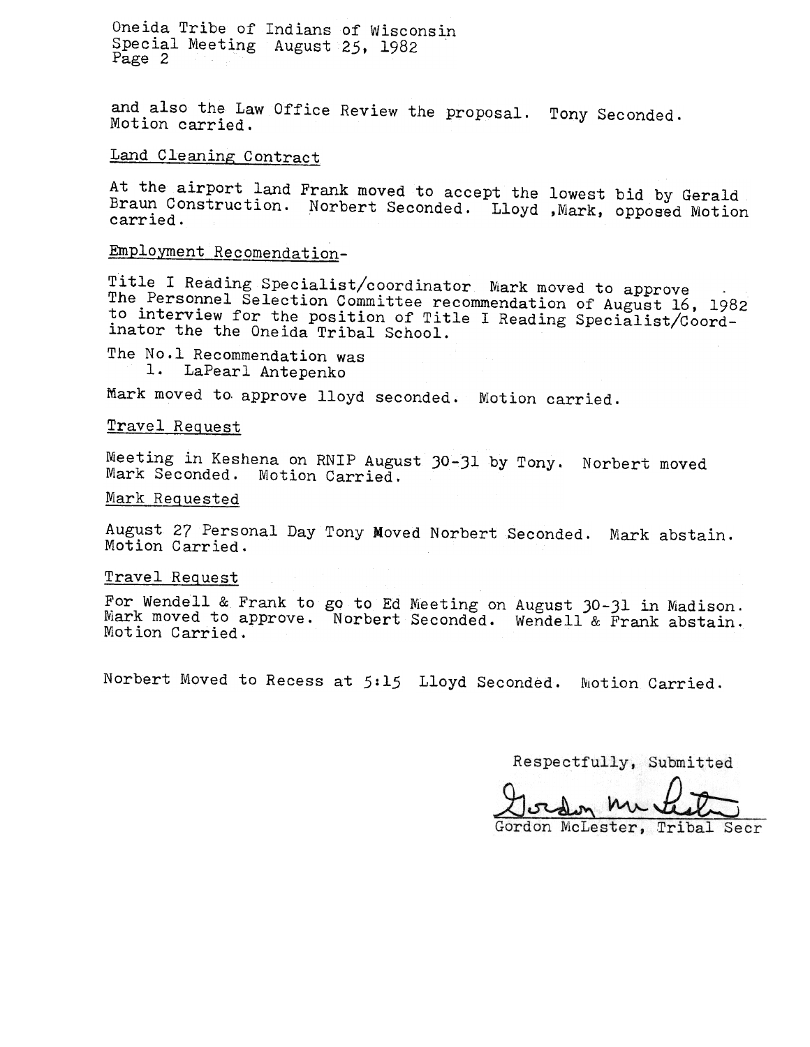and also the Law Office Review the proposal. Tony Seconded. Motion carried.

Land Cleaning Contract

At the airport land Frank moved to accept the lowest bid by Gerald Braun Construction. Norbert Seconded. Lloyd ,Mark, opposed Motion carried.

Employment Recomendation-

Title I Reading Specialist/coordinator Mark moved to approve The Personnel Selection Committee recommendation of August 16, 1982 to interview for the position of Title I Reading Specialist/Coordinator the the Oneida Tribal School.

The No.1 Recommendation was

1. LaPearl Antepenko

Mark moved to approve lloyd seconded. Motion carried.

Travel Request

Meeting in Keshena on RNIP August 30-31 by Tony. Norbert moved Mark Seconded. Motion Carried.

Mark Requested

August 27 Personal Day Tony Moved Norbert Seconded. Mark abstain. Motion Carried.

Travel Request

For Wendell & Frank to go to Ed Meeting on August 30-31 in Madison. Mark moved to approve. Norbert Seconded. Wendell & Frank abstain. Motion Carried.

Norbert Moved to Recess at 5:15 Lloyd Seconded. Motion Carried.

Respectfully, Submitted

Gordon McLester

Gordon McLester, Tribal Secr